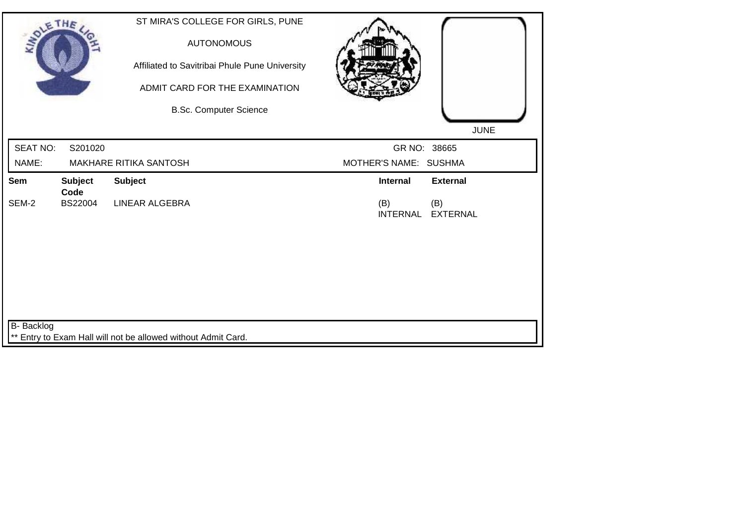ST MIRA'S COLLEGE FOR GIRLS, PUNE

AUTONOMOUS

Affiliated to Savitribai Phule Pune University

ADMIT CARD FOR THE EXAMINATION

B.Sc. Computer Science

JUNE

| SEAT NO: | S201020 | GR NO: | 38665 |
|---|---|---|---|
| NAME: | MAKHARE RITIKA SANTOSH | MOTHER'S NAME: | SUSHMA |

| Sem | Subject Code | Subject | Internal | External |
|---|---|---|---|---|
| SEM-2 | BS22004 | LINEAR ALGEBRA | (B) INTERNAL | (B) EXTERNAL |

B- Backlog

** Entry to Exam Hall will not be allowed without Admit Card.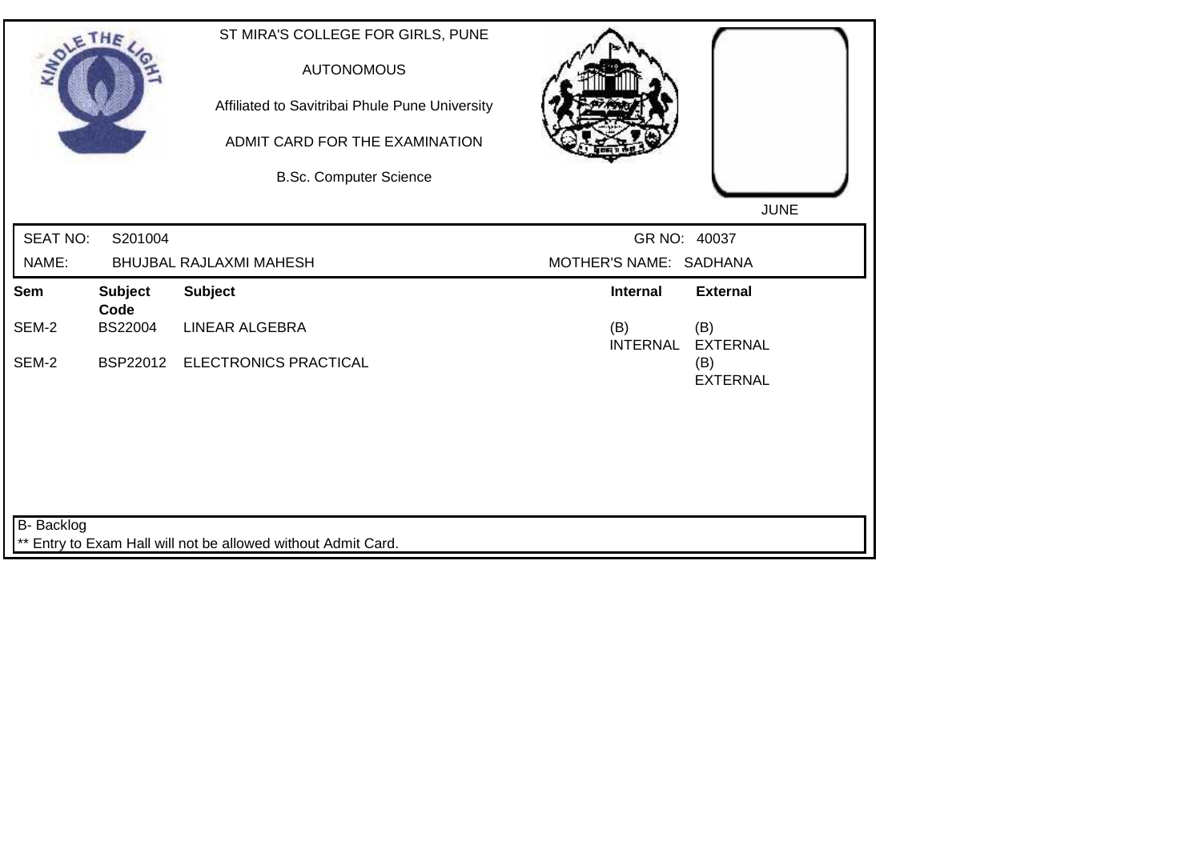ST MIRA'S COLLEGE FOR GIRLS, PUNE

AUTONOMOUS

Affiliated to Savitribai Phule Pune University

ADMIT CARD FOR THE EXAMINATION

B.Sc. Computer Science

JUNE

| SEAT NO: | S201004 | GR NO: | 40037 |
|---|---|---|---|
| NAME: | BHUJBAL RAJLAXMI MAHESH | MOTHER'S NAME: | SADHANA |

| Sem | Subject Code | Subject | Internal | External |
|---|---|---|---|---|
| SEM-2 | BS22004 | LINEAR ALGEBRA | (B) INTERNAL | (B) EXTERNAL |
| SEM-2 | BSP22012 | ELECTRONICS PRACTICAL | | (B) EXTERNAL |

B- Backlog

** Entry to Exam Hall will not be allowed without Admit Card.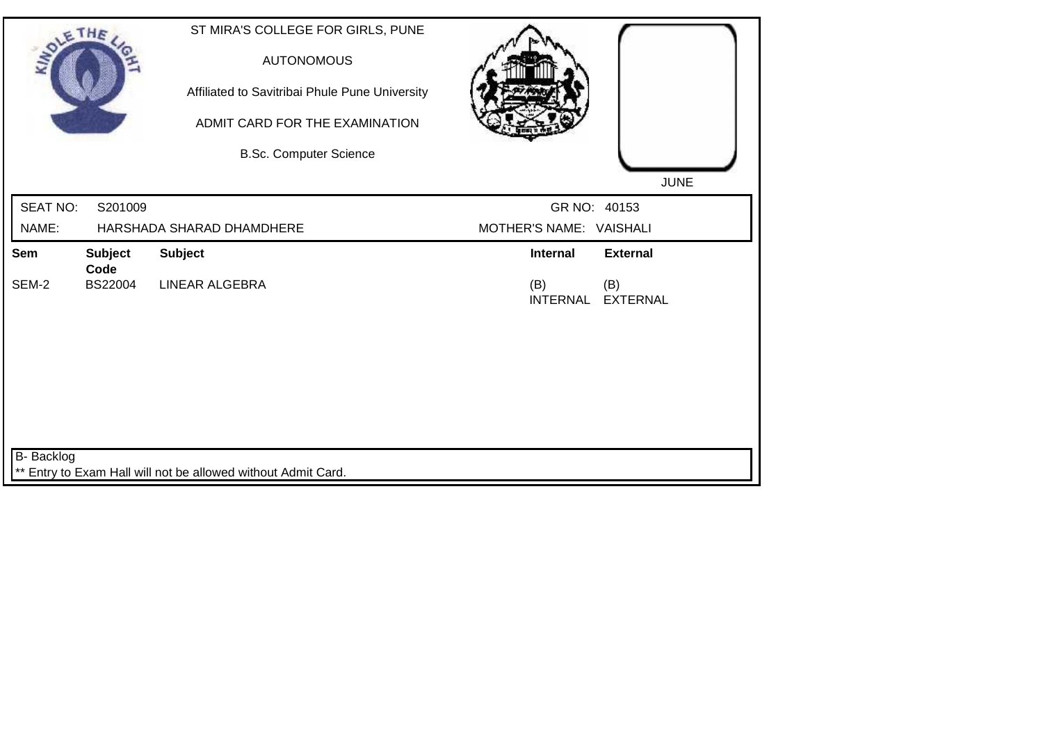ST MIRA'S COLLEGE FOR GIRLS, PUNE

AUTONOMOUS

Affiliated to Savitribai Phule Pune University

ADMIT CARD FOR THE EXAMINATION

B.Sc. Computer Science

JUNE

SEAT NO: S201009 GR NO: 40153

NAME: HARSHADA SHARAD DHAMDHERE MOTHER'S NAME: VAISHALI

| Sem | Subject Code | Subject | Internal | External |
|---|---|---|---|---|
| SEM-2 | BS22004 | LINEAR ALGEBRA | (B) INTERNAL | (B) EXTERNAL |

B- Backlog

** Entry to Exam Hall will not be allowed without Admit Card.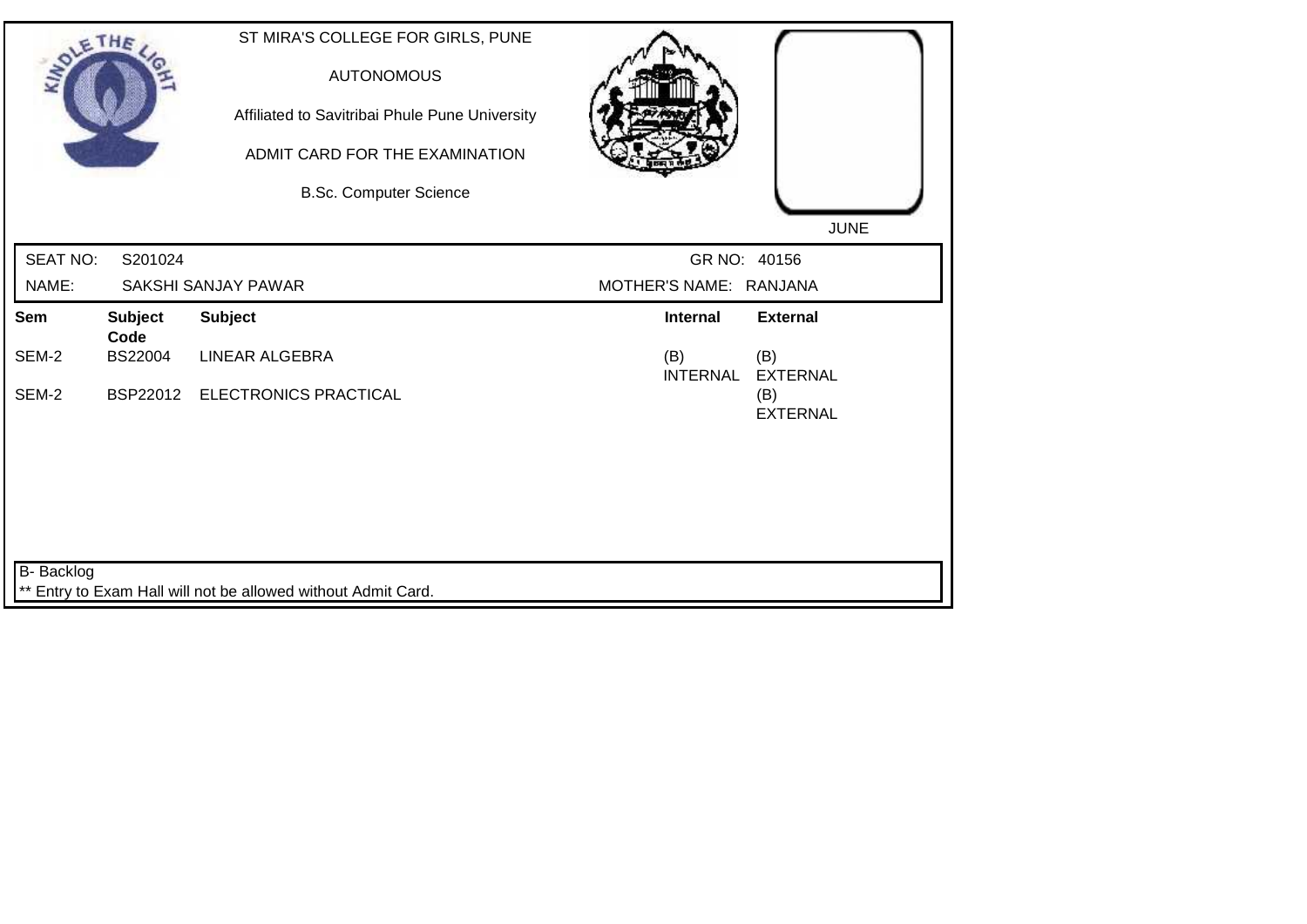ST MIRA'S COLLEGE FOR GIRLS, PUNE

AUTONOMOUS

Affiliated to Savitribai Phule Pune University

ADMIT CARD FOR THE EXAMINATION

B.Sc. Computer Science

JUNE

| SEAT NO: | S201024 | GR NO: | 40156 |
|---|---|---|---|
| NAME: | SAKSHI SANJAY PAWAR | MOTHER'S NAME: | RANJANA |

| Sem | Subject Code | Subject | Internal | External |
|---|---|---|---|---|
| SEM-2 | BS22004 | LINEAR ALGEBRA | (B) INTERNAL | (B) EXTERNAL |
| SEM-2 | BSP22012 | ELECTRONICS PRACTICAL | | (B) EXTERNAL |

B- Backlog

** Entry to Exam Hall will not be allowed without Admit Card.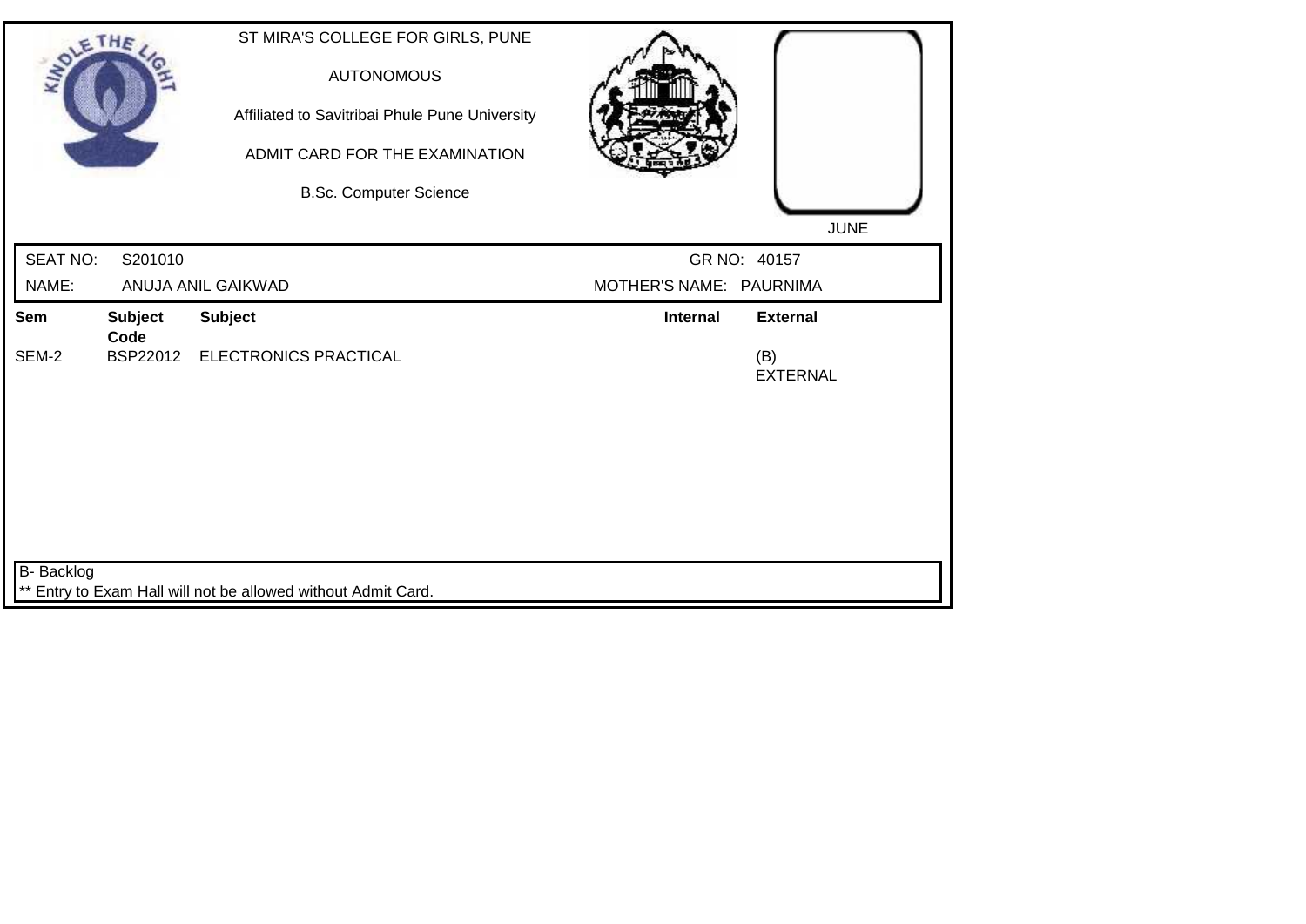ST MIRA'S COLLEGE FOR GIRLS, PUNE

AUTONOMOUS

Affiliated to Savitribai Phule Pune University

ADMIT CARD FOR THE EXAMINATION

B.Sc. Computer Science

JUNE

SEAT NO: S201010 GR NO: 40157

NAME: ANUJA ANIL GAIKWAD MOTHER'S NAME: PAURNIMA

| Sem | Subject Code | Subject | Internal | External |
|---|---|---|---|---|
| SEM-2 | BSP22012 | ELECTRONICS PRACTICAL | | (B) EXTERNAL |

B- Backlog

** Entry to Exam Hall will not be allowed without Admit Card.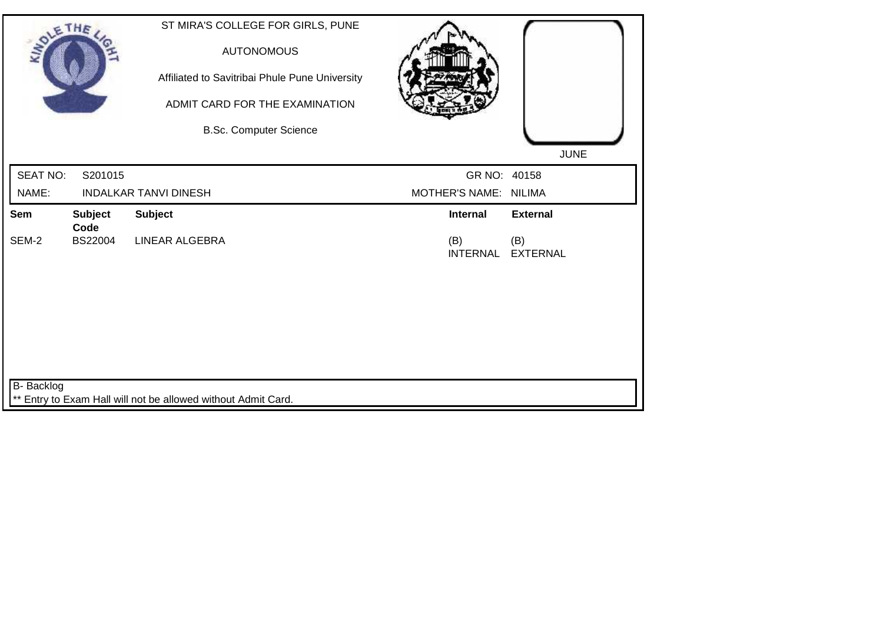ST MIRA'S COLLEGE FOR GIRLS, PUNE

AUTONOMOUS

Affiliated to Savitribai Phule Pune University

ADMIT CARD FOR THE EXAMINATION

B.Sc. Computer Science

JUNE

| SEAT NO: | S201015 | GR NO: | 40158 |
|---|---|---|---|
| NAME: | INDALKAR TANVI DINESH | MOTHER'S NAME: | NILIMA |

| Sem | Subject Code | Subject | Internal | External |
|---|---|---|---|---|
| SEM-2 | BS22004 | LINEAR ALGEBRA | (B) INTERNAL | (B) EXTERNAL |

B- Backlog

** Entry to Exam Hall will not be allowed without Admit Card.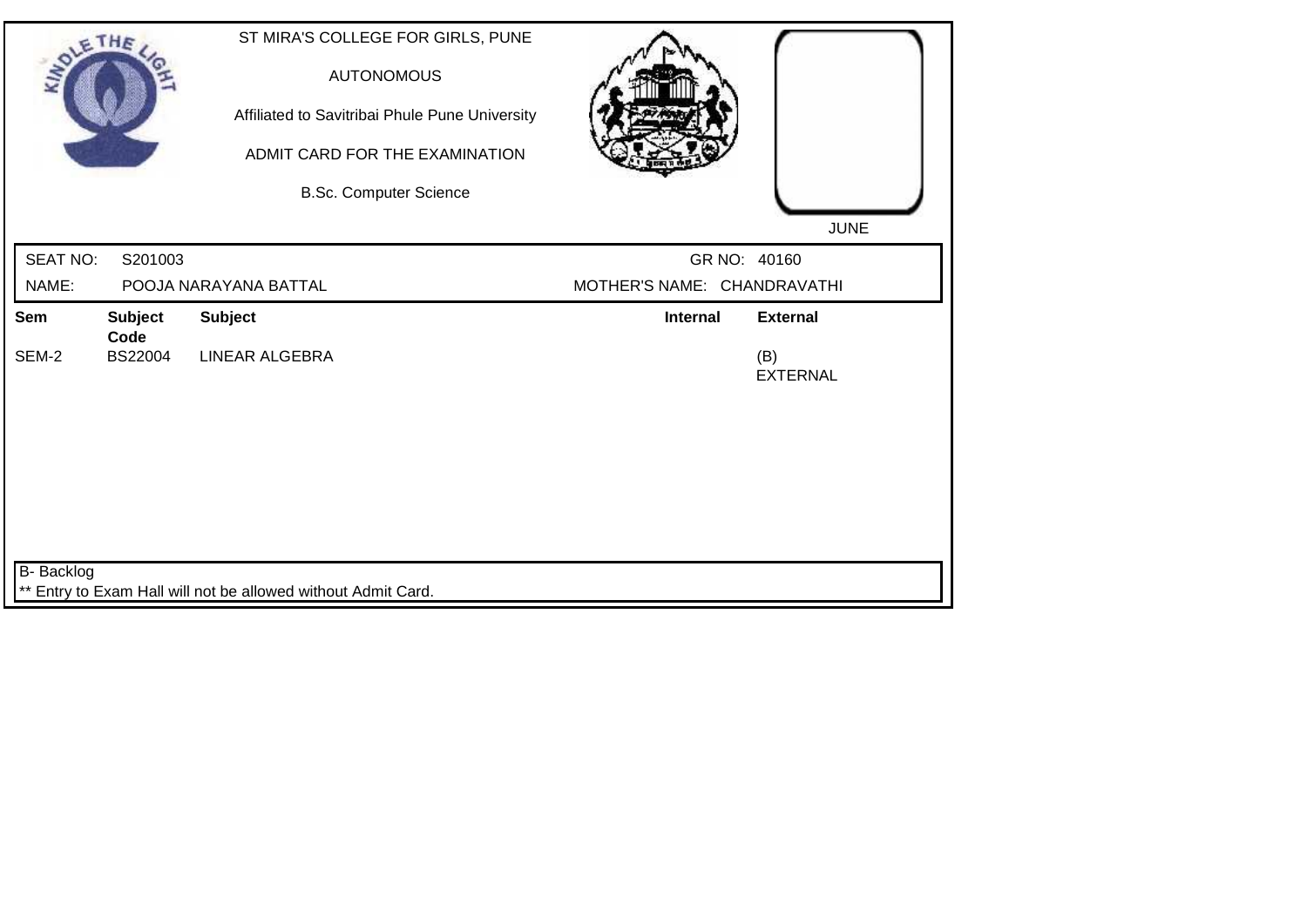ST MIRA'S COLLEGE FOR GIRLS, PUNE

AUTONOMOUS

Affiliated to Savitribai Phule Pune University

ADMIT CARD FOR THE EXAMINATION

B.Sc. Computer Science

JUNE

SEAT NO: S201003 GR NO: 40160

NAME: POOJA NARAYANA BATTAL MOTHER'S NAME: CHANDRAVATHI

| Sem | Subject Code | Subject | Internal | External |
|---|---|---|---|---|
| SEM-2 | BS22004 | LINEAR ALGEBRA | | (B) EXTERNAL |

B- Backlog

** Entry to Exam Hall will not be allowed without Admit Card.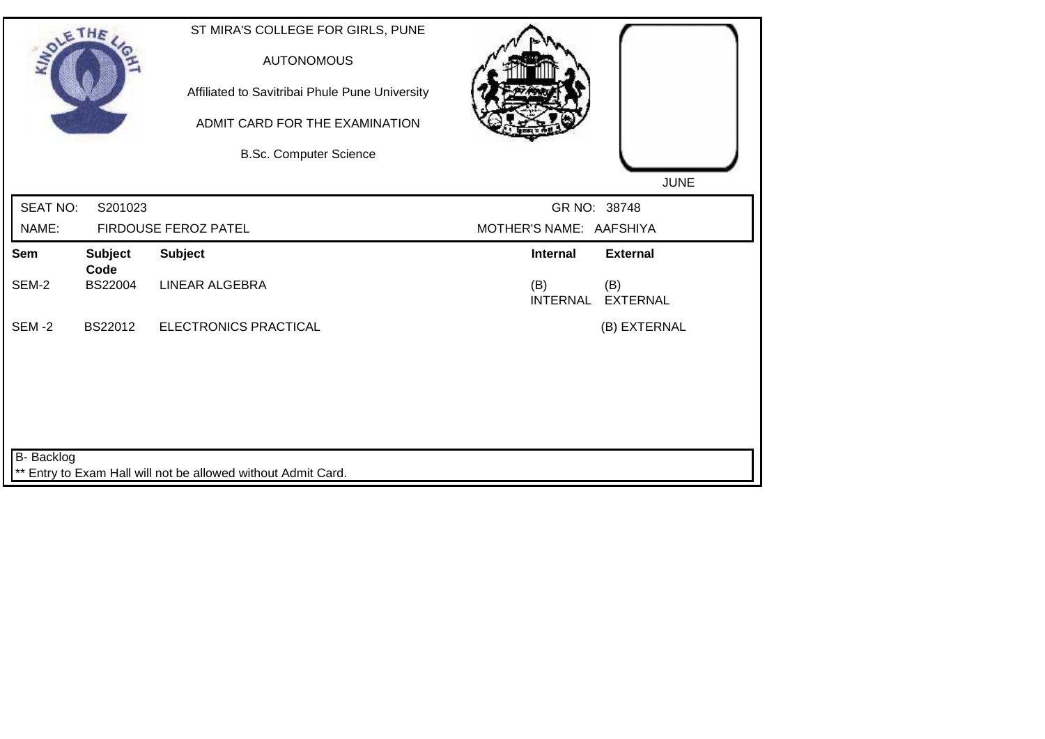ST MIRA'S COLLEGE FOR GIRLS, PUNE

AUTONOMOUS

Affiliated to Savitribai Phule Pune University

ADMIT CARD FOR THE EXAMINATION

B.Sc. Computer Science

JUNE

| SEAT NO: | S201023 | GR NO: | 38748 |
|---|---|---|---|
| NAME: | FIRDOUSE FEROZ PATEL | MOTHER'S NAME: | AAFSHIYA |

| Sem | Subject Code | Subject | Internal | External |
|---|---|---|---|---|
| SEM-2 | BS22004 | LINEAR ALGEBRA | (B) INTERNAL | (B) EXTERNAL |
| SEM -2 | BS22012 | ELECTRONICS PRACTICAL | | (B) EXTERNAL |

B- Backlog

** Entry to Exam Hall will not be allowed without Admit Card.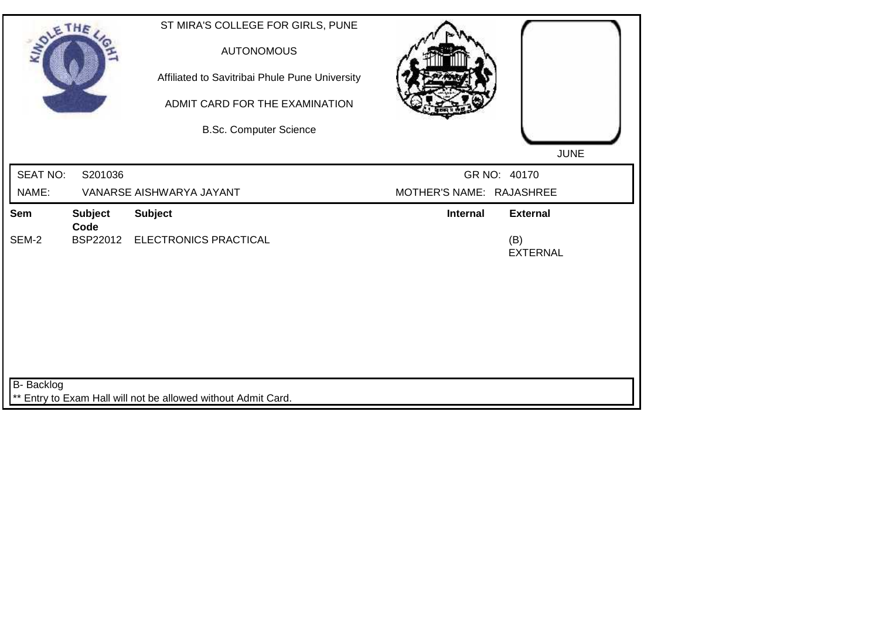ST MIRA'S COLLEGE FOR GIRLS, PUNE

AUTONOMOUS

Affiliated to Savitribai Phule Pune University

ADMIT CARD FOR THE EXAMINATION

B.Sc. Computer Science

JUNE

| SEAT NO: | S201036 | GR NO: | 40170 |
|---|---|---|---|
| NAME: | VANARSE AISHWARYA JAYANT | MOTHER'S NAME: | RAJASHREE |

| Sem | Subject Code | Subject | Internal | External |
|---|---|---|---|---|
| SEM-2 | BSP22012 | ELECTRONICS PRACTICAL | | (B) EXTERNAL |

B- Backlog

** Entry to Exam Hall will not be allowed without Admit Card.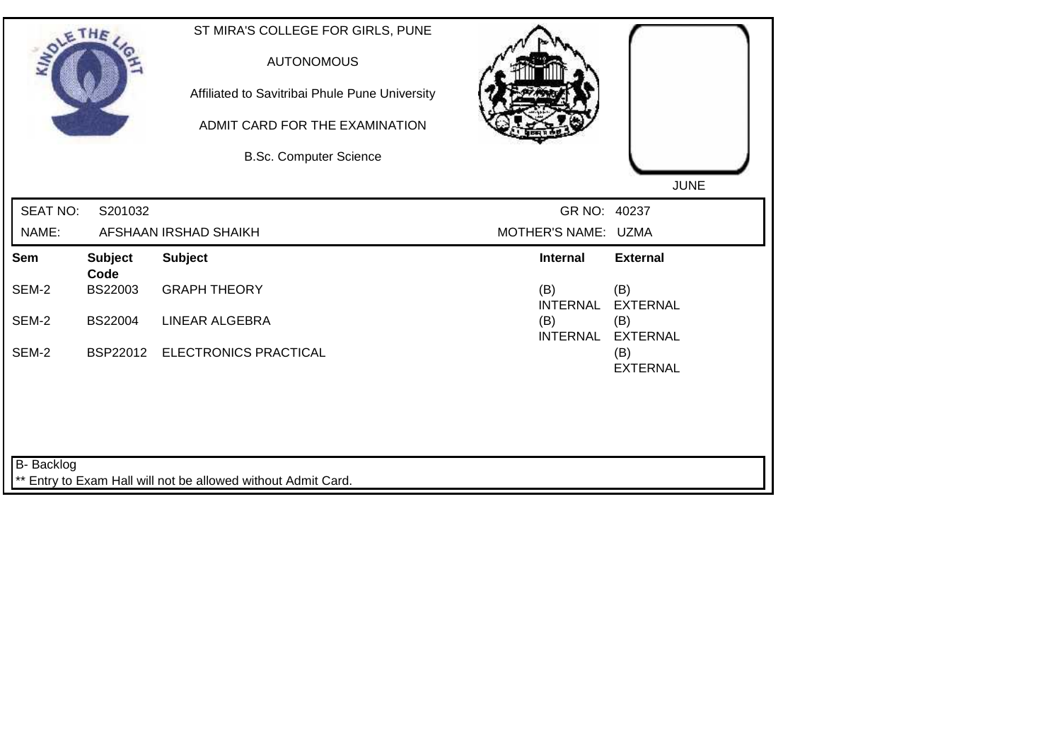ST MIRA'S COLLEGE FOR GIRLS, PUNE

AUTONOMOUS

Affiliated to Savitribai Phule Pune University

ADMIT CARD FOR THE EXAMINATION

B.Sc. Computer Science

JUNE

| SEAT NO: | S201032 | GR NO: | 40237 |
|---|---|---|---|
| NAME: | AFSHAAN IRSHAD SHAIKH | MOTHER'S NAME: | UZMA |

| Sem | Subject Code | Subject | Internal | External |
|---|---|---|---|---|
| SEM-2 | BS22003 | GRAPH THEORY | (B) INTERNAL | (B) EXTERNAL |
| SEM-2 | BS22004 | LINEAR ALGEBRA | (B) INTERNAL | (B) EXTERNAL |
| SEM-2 | BSP22012 | ELECTRONICS PRACTICAL | | (B) EXTERNAL |

B- Backlog

** Entry to Exam Hall will not be allowed without Admit Card.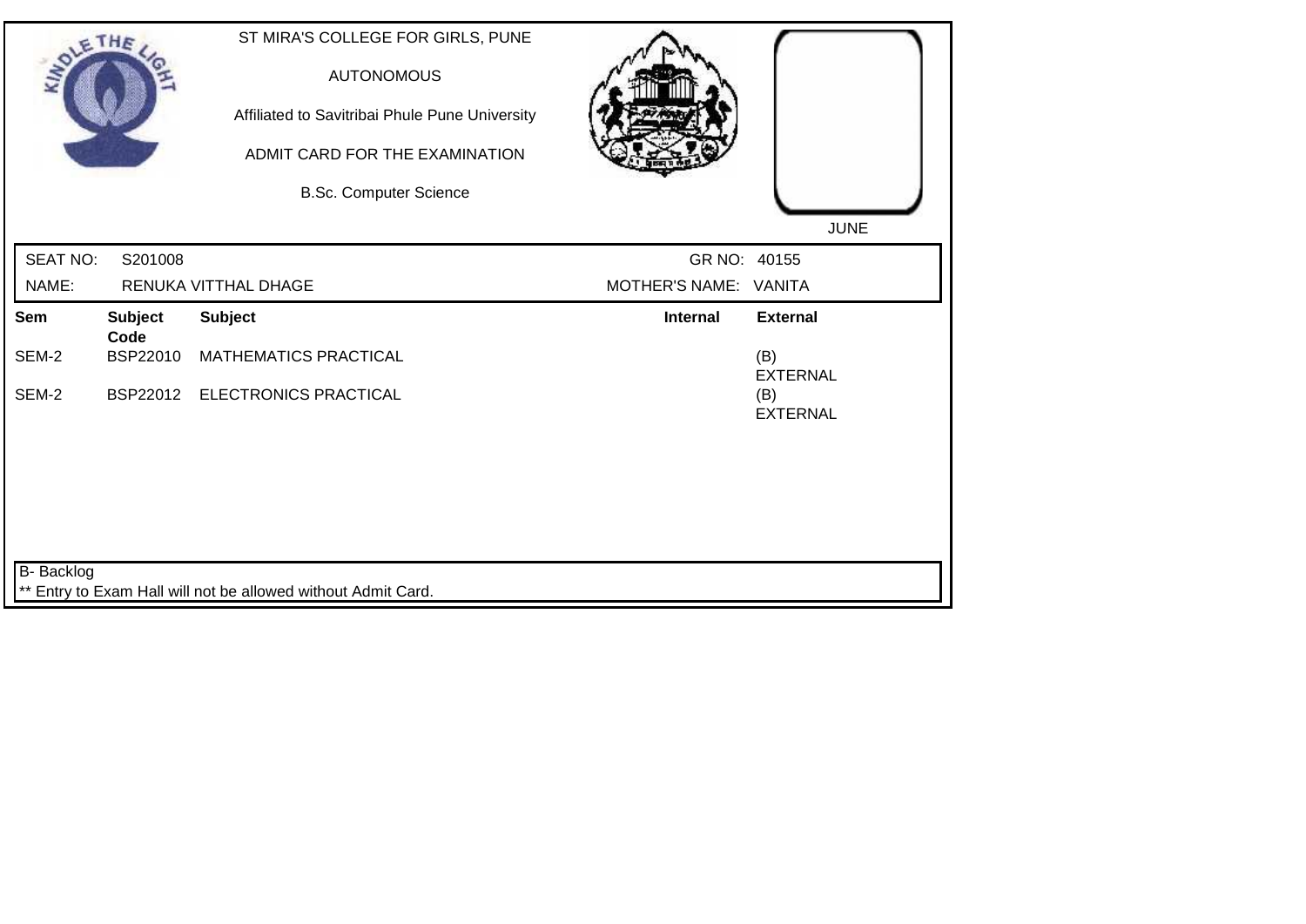ST MIRA'S COLLEGE FOR GIRLS, PUNE

AUTONOMOUS

Affiliated to Savitribai Phule Pune University

ADMIT CARD FOR THE EXAMINATION

B.Sc. Computer Science

JUNE

| SEAT NO: | S201008 | GR NO: | 40155 |
|---|---|---|---|
| NAME: | RENUKA VITTHAL DHAGE | MOTHER'S NAME: | VANITA |

| Sem | Subject Code | Subject | Internal | External |
|---|---|---|---|---|
| SEM-2 | BSP22010 | MATHEMATICS PRACTICAL | | (B) EXTERNAL |
| SEM-2 | BSP22012 | ELECTRONICS PRACTICAL | | (B) EXTERNAL |

B- Backlog

** Entry to Exam Hall will not be allowed without Admit Card.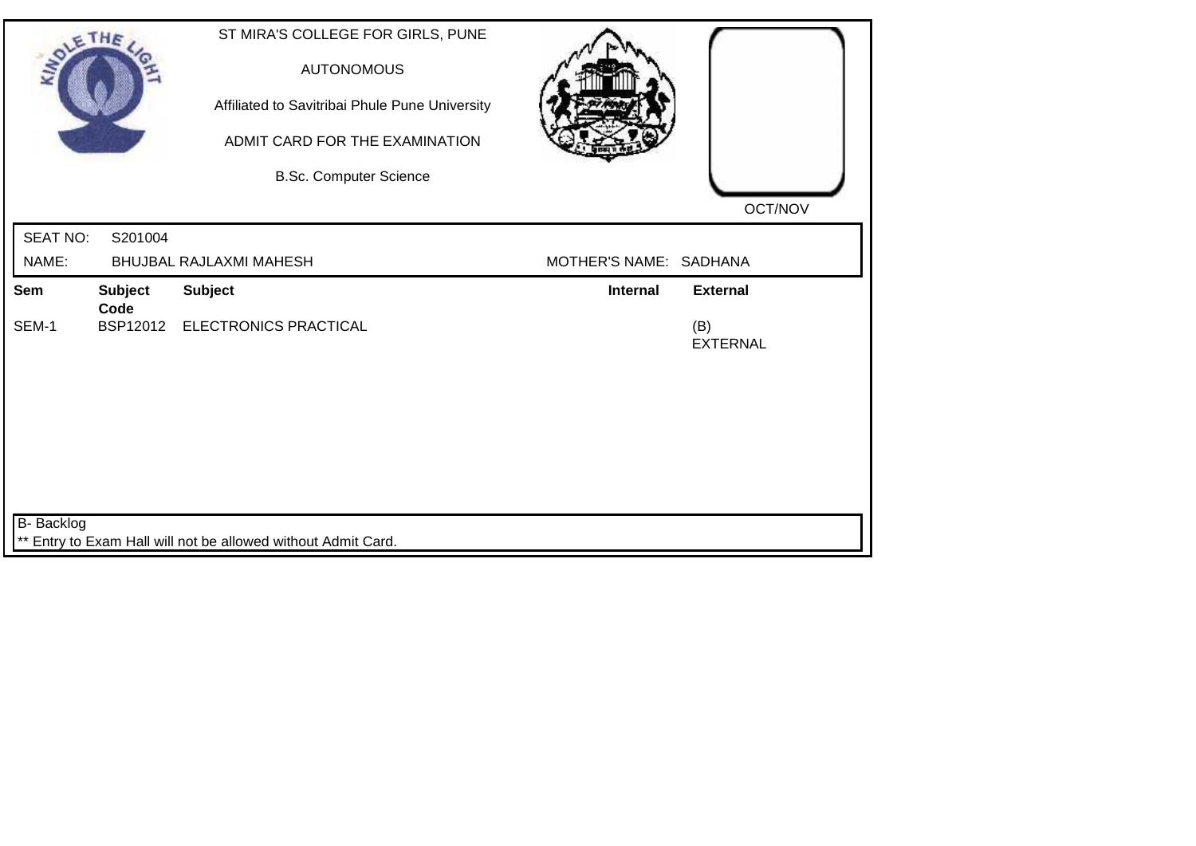ST MIRA'S COLLEGE FOR GIRLS, PUNE

AUTONOMOUS

Affiliated to Savitribai Phule Pune University

ADMIT CARD FOR THE EXAMINATION

B.Sc. Computer Science

OCT/NOV

SEAT NO: S201004

NAME: BHUJBAL RAJLAXMI MAHESH

MOTHER'S NAME: SADHANA

| Sem | Subject Code | Subject | Internal | External |
|---|---|---|---|---|
| SEM-1 | BSP12012 | ELECTRONICS PRACTICAL | | (B) EXTERNAL |

B- Backlog

** Entry to Exam Hall will not be allowed without Admit Card.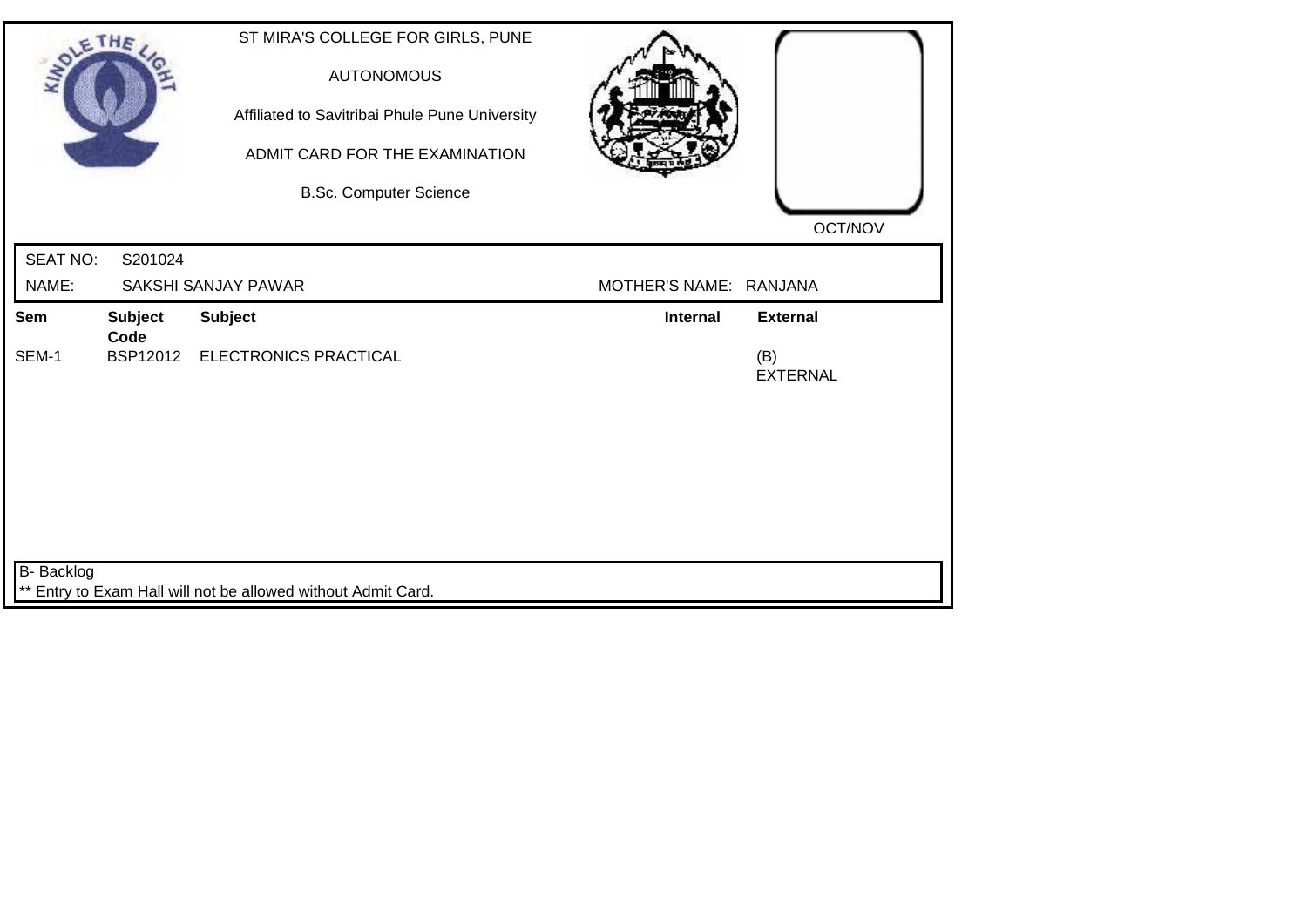ST MIRA'S COLLEGE FOR GIRLS, PUNE

AUTONOMOUS

Affiliated to Savitribai Phule Pune University

ADMIT CARD FOR THE EXAMINATION

B.Sc. Computer Science

OCT/NOV

SEAT NO: S201024

NAME: SAKSHI SANJAY PAWAR MOTHER'S NAME: RANJANA

| Sem | Subject Code | Subject | Internal | External |
|---|---|---|---|---|
| SEM-1 | BSP12012 | ELECTRONICS PRACTICAL | | (B) EXTERNAL |

B- Backlog

** Entry to Exam Hall will not be allowed without Admit Card.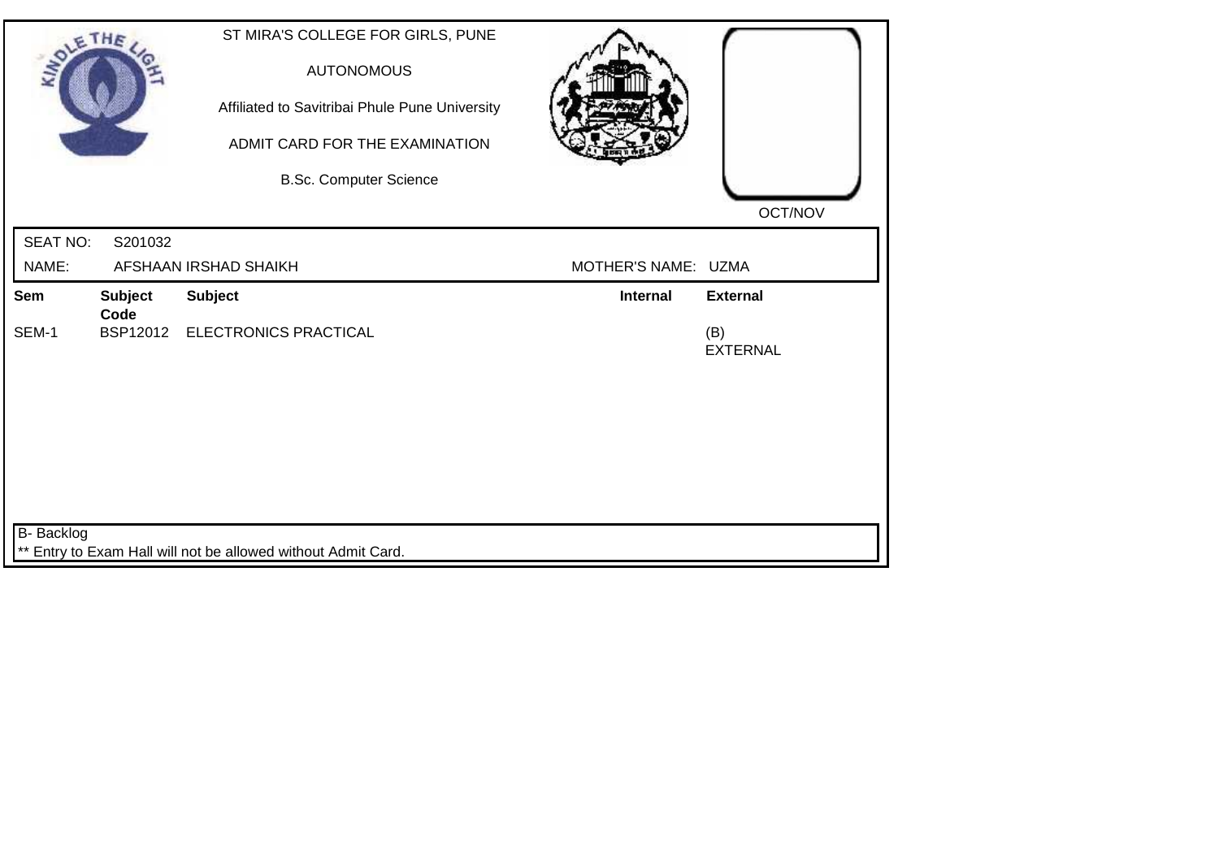ST MIRA'S COLLEGE FOR GIRLS, PUNE

AUTONOMOUS

Affiliated to Savitribai Phule Pune University

ADMIT CARD FOR THE EXAMINATION

B.Sc. Computer Science

OCT/NOV

SEAT NO: S201032

NAME: AFSHAAN IRSHAD SHAIKH

MOTHER'S NAME: UZMA

| Sem | Subject Code | Subject | Internal | External |
|---|---|---|---|---|
| SEM-1 | BSP12012 | ELECTRONICS PRACTICAL | | (B) EXTERNAL |

B- Backlog

** Entry to Exam Hall will not be allowed without Admit Card.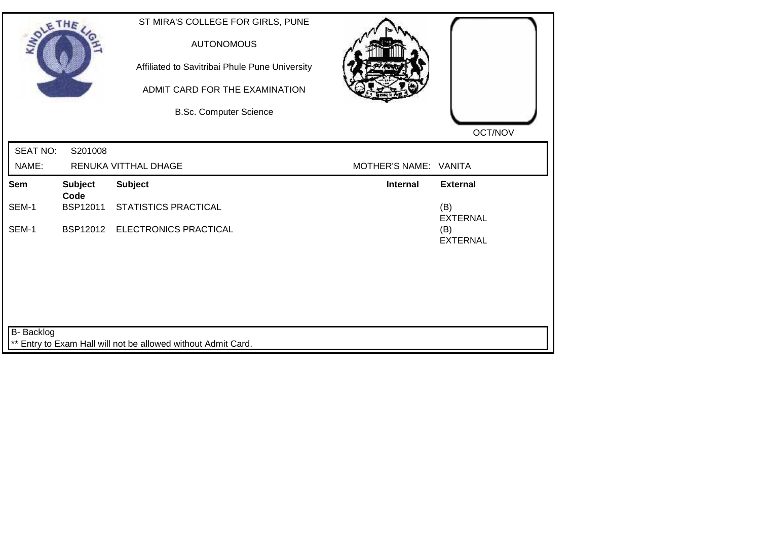ST MIRA'S COLLEGE FOR GIRLS, PUNE

AUTONOMOUS

Affiliated to Savitribai Phule Pune University

ADMIT CARD FOR THE EXAMINATION

B.Sc. Computer Science

OCT/NOV

SEAT NO: S201008

NAME: RENUKA VITTHAL DHAGE

MOTHER'S NAME: VANITA

| Sem | Subject Code | Subject | Internal | External |
|---|---|---|---|---|
| SEM-1 | BSP12011 | STATISTICS PRACTICAL | | (B) EXTERNAL |
| SEM-1 | BSP12012 | ELECTRONICS PRACTICAL | | (B) EXTERNAL |

B- Backlog

** Entry to Exam Hall will not be allowed without Admit Card.